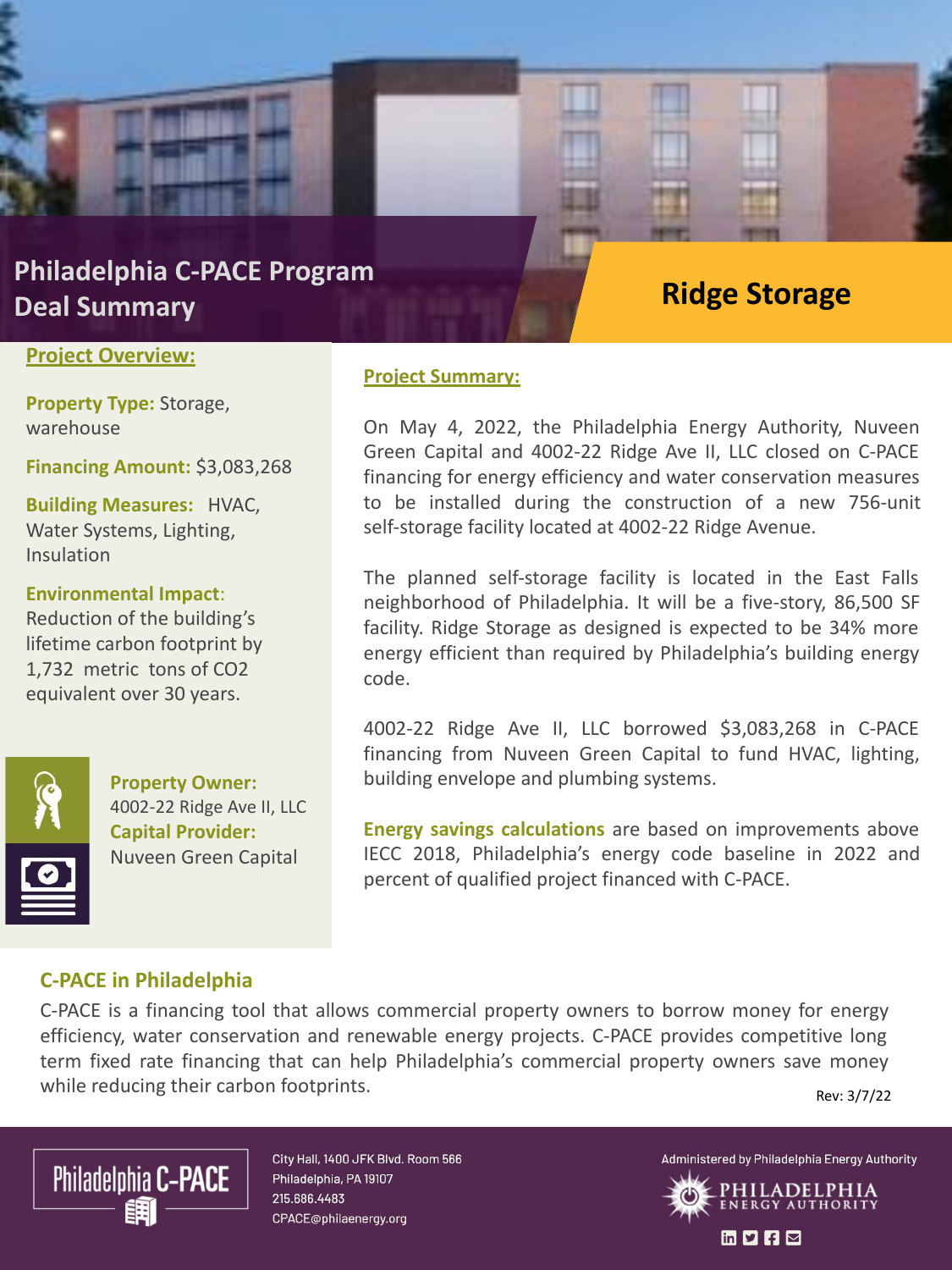# Philadelphia C-PACE Program Deal Summary

## Ridge Storage

### Project Overview:

**Property Type:** Storage, warehouse

**Financing Amount:** $3,083,268

**Building Measures:** HVAC, Water Systems, Lighting, Insulation

**Environmental Impact**: Reduction of the building's lifetime carbon footprint by 1,732 metric tons of $CO_2$ equivalent over 30 years.

**Property Owner:** 4002-22 Ridge Ave II, LLC

**Capital Provider:** Nuveen Green Capital

### Project Summary:

On May 4, 2022, the Philadelphia Energy Authority, Nuveen Green Capital and 4002-22 Ridge Ave II, LLC closed on C-PACE financing for energy efficiency and water conservation measures to be installed during the construction of a new 756-unit self-storage facility located at 4002-22 Ridge Avenue.

The planned self-storage facility is located in the East Falls neighborhood of Philadelphia. It will be a five-story, 86,500 SF facility. Ridge Storage as designed is expected to be 34% more energy efficient than required by Philadelphia's building energy code.

4002-22 Ridge Ave II, LLC borrowed $3,083,268 in C-PACE financing from Nuveen Green Capital to fund HVAC, lighting, building envelope and plumbing systems.

**Energy savings calculations** are based on improvements above IECC 2018, Philadelphia's energy code baseline in 2022 and percent of qualified project financed with C-PACE.

### C-PACE in Philadelphia

C-PACE is a financing tool that allows commercial property owners to borrow money for energy efficiency, water conservation and renewable energy projects. C-PACE provides competitive long term fixed rate financing that can help Philadelphia's commercial property owners save money while reducing their carbon footprints.

Rev: 3/7/22

Philadelphia C-PACE

City Hall, 1400 JFK Blvd. Room 566
Philadelphia, PA 19107
215.686.4483
CPACE@philaenergy.org

Administered by Philadelphia Energy Authority

PHILADELPHIA ENERGY AUTHORITY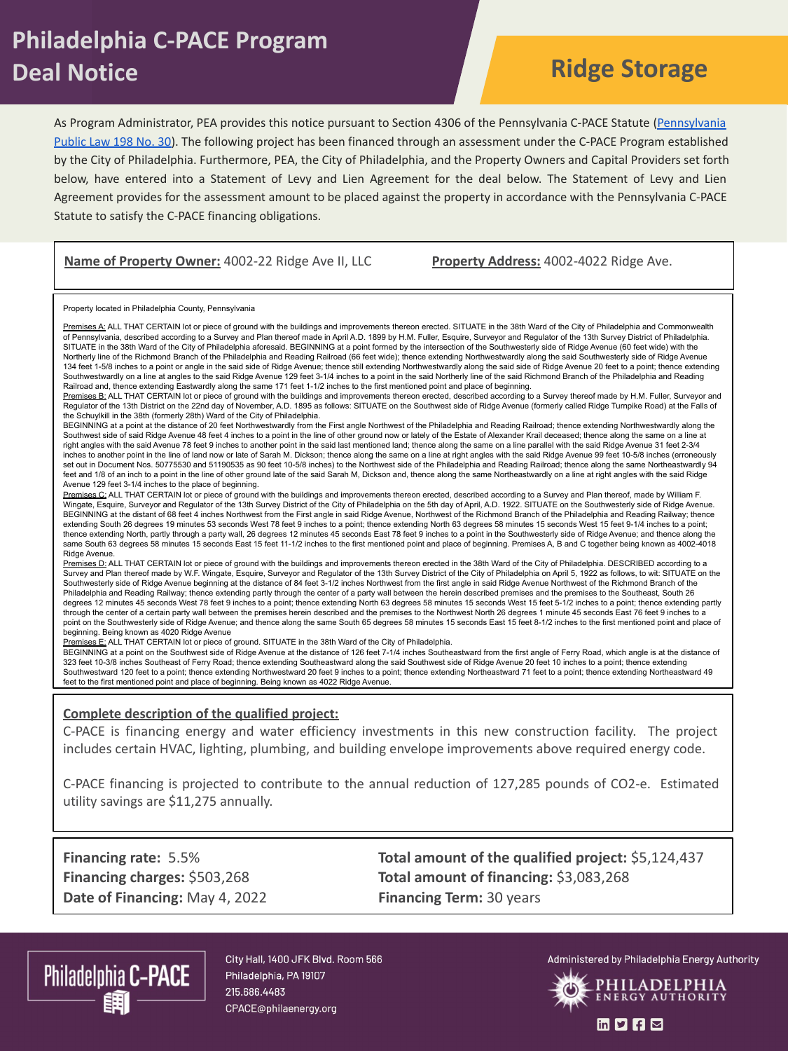# Philadelphia C-PACE Program Deal Notice

## Ridge Storage

As Program Administrator, PEA provides this notice pursuant to Section 4306 of the Pennsylvania C-PACE Statute (Pennsylvania Public Law 198 No. 30). The following project has been financed through an assessment under the C-PACE Program established by the City of Philadelphia. Furthermore, PEA, the City of Philadelphia, and the Property Owners and Capital Providers set forth below, have entered into a Statement of Levy and Lien Agreement for the deal below. The Statement of Levy and Lien Agreement provides for the assessment amount to be placed against the property in accordance with the Pennsylvania C-PACE Statute to satisfy the C-PACE financing obligations.

**Name of Property Owner:** 4002-22 Ridge Ave II, LLC

**Property Address:** 4002-4022 Ridge Ave.

Property located in Philadelphia County, Pennsylvania

Premises A: ALL THAT CERTAIN lot or piece of ground with the buildings and improvements thereon erected. SITUATE in the 38th Ward of the City of Philadelphia and Commonwealth of Pennsylvania, described according to a Survey and Plan thereof made in April A.D. 1899 by H.M. Fuller, Esquire, Surveyor and Regulator of the 13th Survey District of Philadelphia. SITUATE in the 38th Ward of the City of Philadelphia aforesaid. BEGINNING at a point formed by the intersection of the Southwesterly side of Ridge Avenue (60 feet wide) with the Northerly line of the Richmond Branch of the Philadelphia and Reading Railroad (66 feet wide); thence extending Northwestwardly along the said Southwesterly side of Ridge Avenue 134 feet 1-5/8 inches to a point or angle in the said side of Ridge Avenue; thence still extending Northwestwardly along the said side of Ridge Avenue 20 feet to a point; thence extending Southwestwardly on a line at angles to the said Ridge Avenue 129 feet 3-1/4 inches to a point in the said Northerly line of the said Richmond Branch of the Philadelphia and Reading Railroad and, thence extending Eastwardly along the same 171 feet 1-1/2 inches to the first mentioned point and place of beginning.

Premises B: ALL THAT CERTAIN lot or piece of ground with the buildings and improvements thereon erected, described according to a Survey thereof made by H.M. Fuller, Surveyor and Regulator of the 13th District on the 22nd day of November, A.D. 1895 as follows: SITUATE on the Southwest side of Ridge Avenue (formerly called Ridge Turnpike Road) at the Falls of the Schuylkill in the 38th (formerly 28th) Ward of the City of Philadelphia.

BEGINNING at a point at the distance of 20 feet Northwestwardly from the First angle Northwest of the Philadelphia and Reading Railroad; thence extending Northwestwardly along the Southwest side of said Ridge Avenue 48 feet 4 inches to a point in the line of other ground now or lately of the Estate of Alexander Krail deceased; thence along the same on a line at right angles with the said Avenue 78 feet 9 inches to another point in the said last mentioned land; thence along the same on a line parallel with the said Ridge Avenue 31 feet 2-3/4 inches to another point in the line of land now or late of Sarah M. Dickson; thence along the same on a line at right angles with the said Ridge Avenue 99 feet 10-5/8 inches (erroneously set out in Document Nos. 50775530 and 51190535 as 90 feet 10-5/8 inches) to the Northwest side of the Philadelphia and Reading Railroad; thence along the same Northeastwardly 94 feet and 1/8 of an inch to a point in the line of other ground late of the said Sarah M, Dickson and, thence along the same Northeastwardly on a line at right angles with the said Ridge Avenue 129 feet 3-1/4 inches to the place of beginning.

Premises C: ALL THAT CERTAIN lot or piece of ground with the buildings and improvements thereon erected, described according to a Survey and Plan thereof, made by William F. Wingate, Esquire, Surveyor and Regulator of the 13th Survey District of the City of Philadelphia on the 5th day of April, A.D. 1922. SITUATE on the Southwesterly side of Ridge Avenue. BEGINNING at the distant of 68 feet 4 inches Northwest from the First angle in said Ridge Avenue, Northwest of the Richmond Branch of the Philadelphia and Reading Railway; thence extending South 26 degrees 19 minutes 53 seconds West 78 feet 9 inches to a point; thence extending North 63 degrees 58 minutes 15 seconds West 15 feet 9-1/4 inches to a point; thence extending North, partly through a party wall, 26 degrees 12 minutes 45 seconds East 78 feet 9 inches to a point in the Southwesterly side of Ridge Avenue; and thence along the same South 63 degrees 58 minutes 15 seconds East 15 feet 11-1/2 inches to the first mentioned point and place of beginning. Premises A, B and C together being known as 4002-4018 Ridge Avenue.

Premises D: ALL THAT CERTAIN lot or piece of ground with the buildings and improvements thereon erected in the 38th Ward of the City of Philadelphia. DESCRIBED according to a Survey and Plan thereof made by W.F. Wingate, Esquire, Surveyor and Regulator of the 13th Survey District of the City of Philadelphia on April 5, 1922 as follows, to wit: SITUATE on the Southwesterly side of Ridge Avenue beginning at the distance of 84 feet 3-1/2 inches Northwest from the first angle in said Ridge Avenue Northwest of the Richmond Branch of the Philadelphia and Reading Railway; thence extending partly through the center of a party wall between the herein described premises and the premises to the Southeast, South 26 degrees 12 minutes 45 seconds West 78 feet 9 inches to a point; thence extending North 63 degrees 58 minutes 15 seconds West 15 feet 5-1/2 inches to a point; thence extending partly through the center of a certain party wall between the premises herein described and the premises to the Northwest North 26 degrees 1 minute 45 seconds East 76 feet 9 inches to a point on the Southwesterly side of Ridge Avenue; and thence along the same South 65 degrees 58 minutes 15 seconds East 15 feet 8-1/2 inches to the first mentioned point and place of beginning. Being known as 4020 Ridge Avenue

Premises E: ALL THAT CERTAIN lot or piece of ground. SITUATE in the 38th Ward of the City of Philadelphia.

BEGINNING at a point on the Southwest side of Ridge Avenue at the distance of 126 feet 7-1/4 inches Southeastward from the first angle of Ferry Road, which angle is at the distance of 323 feet 10-3/8 inches Southeast of Ferry Road; thence extending Southeastward along the said Southwest side of Ridge Avenue 20 feet 10 inches to a point; thence extending Southwestward 120 feet to a point; thence extending Northwestward 20 feet 9 inches to a point; thence extending Northeastward 71 feet to a point; thence extending Northeastward 49 feet to the first mentioned point and place of beginning. Being known as 4022 Ridge Avenue.

**Complete description of the qualified project:**

C-PACE is financing energy and water efficiency investments in this new construction facility. The project includes certain HVAC, lighting, plumbing, and building envelope improvements above required energy code.

C-PACE financing is projected to contribute to the annual reduction of 127,285 pounds of CO2-e. Estimated utility savings are $11,275 annually.

**Financing rate:** 5.5%
**Financing charges:** $503,268
**Date of Financing:** May 4, 2022

**Total amount of the qualified project:** $5,124,437
**Total amount of financing:** $3,083,268
**Financing Term:** 30 years

Philadelphia C-PACE

City Hall, 1400 JFK Blvd. Room 566
Philadelphia, PA 19107
215.686.4483
CPACE@philaenergy.org

Administered by Philadelphia Energy Authority